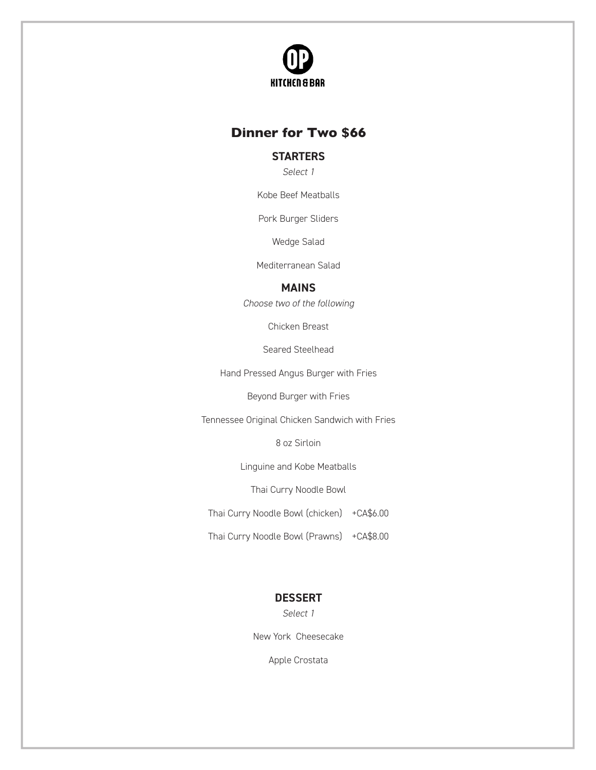OP KITCHEN & BAR

# Dinner for Two $66

## STARTERS

*Select 1*

Kobe Beef Meatballs

Pork Burger Sliders

Wedge Salad

Mediterranean Salad

## MAINS

*Choose two of the following*

Chicken Breast

Seared Steelhead

Hand Pressed Angus Burger with Fries

Beyond Burger with Fries

Tennessee Original Chicken Sandwich with Fries

8 oz Sirloin

Linguine and Kobe Meatballs

Thai Curry Noodle Bowl

Thai Curry Noodle Bowl (chicken) +CA$6.00

Thai Curry Noodle Bowl (Prawns) +CA$8.00

## DESSERT

*Select 1*

New York Cheesecake

Apple Crostata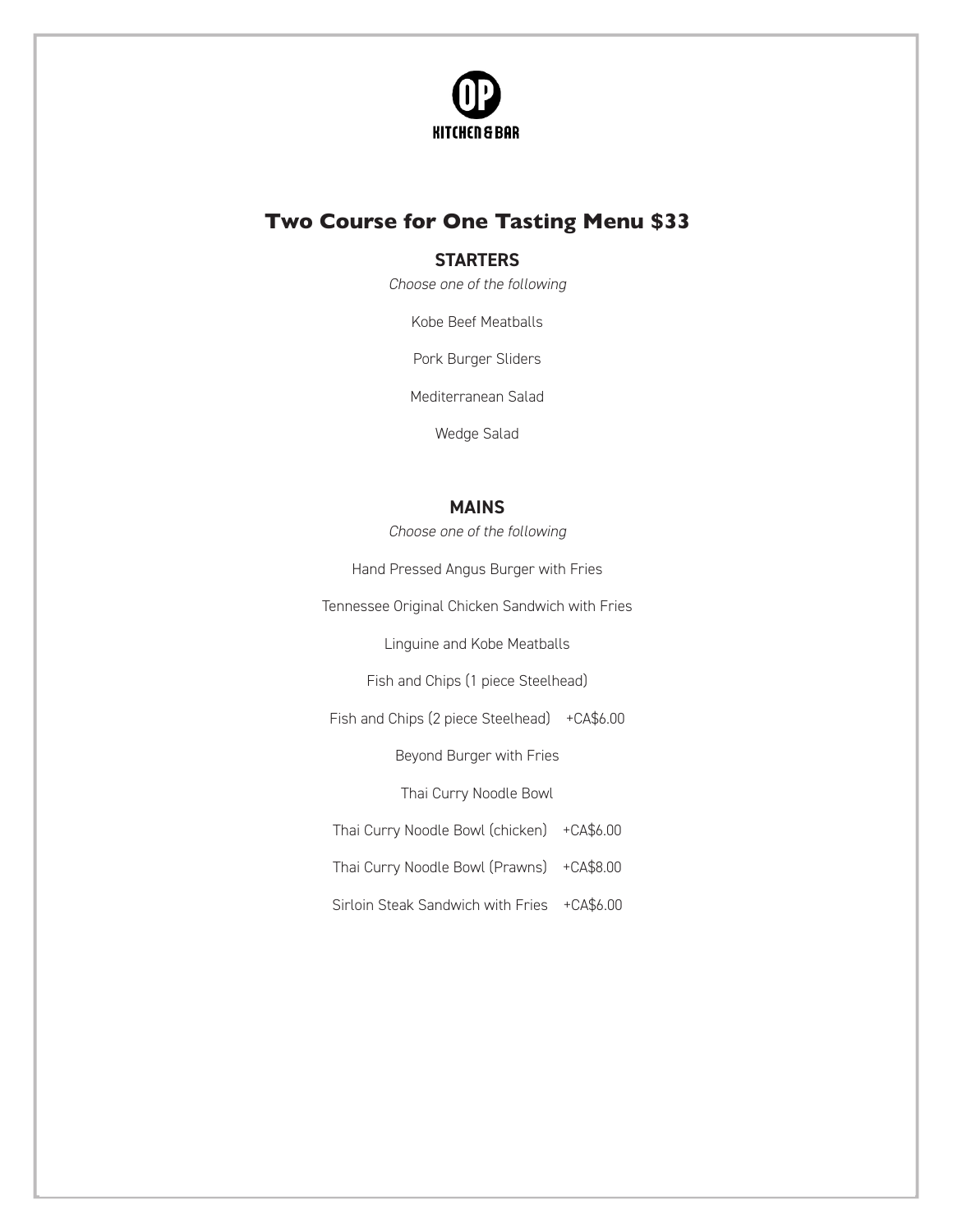OP
KITCHEN & BAR

# Two Course for One Tasting Menu $33

## STARTERS

*Choose one of the following*

Kobe Beef Meatballs

Pork Burger Sliders

Mediterranean Salad

Wedge Salad

## MAINS

*Choose one of the following*

Hand Pressed Angus Burger with Fries

Tennessee Original Chicken Sandwich with Fries

Linguine and Kobe Meatballs

Fish and Chips (1 piece Steelhead)

Fish and Chips (2 piece Steelhead) +CA$6.00

Beyond Burger with Fries

Thai Curry Noodle Bowl

Thai Curry Noodle Bowl (chicken) +CA$6.00

Thai Curry Noodle Bowl (Prawns) +CA$8.00

Sirloin Steak Sandwich with Fries +CA$6.00